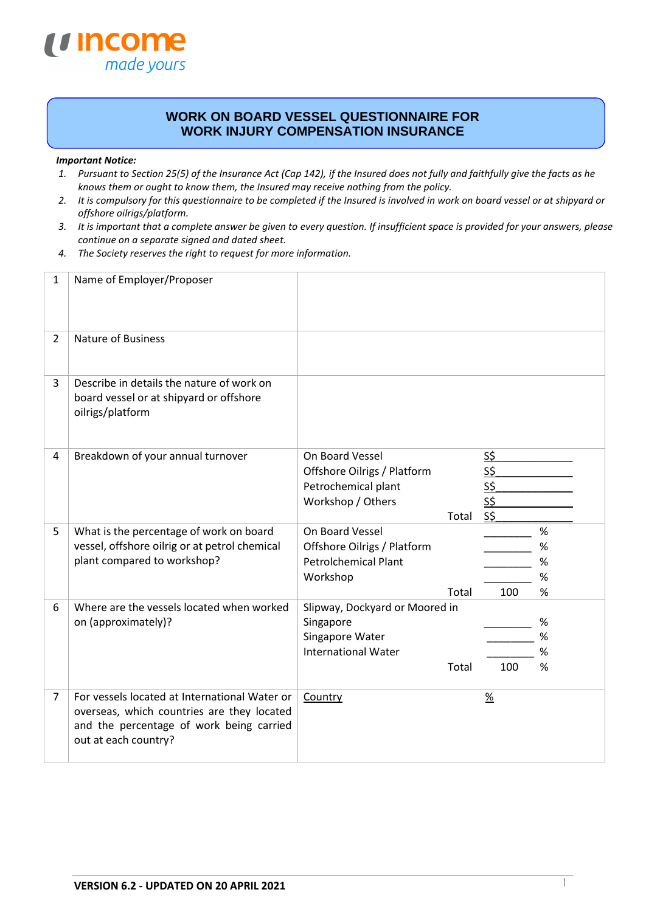# WORK ON BOARD VESSEL QUESTIONNAIRE FOR WORK INJURY COMPENSATION INSURANCE

***Important Notice:***

1. *Pursuant to Section 25(5) of the Insurance Act (Cap 142), if the Insured does not fully and faithfully give the facts as he knows them or ought to know them, the Insured may receive nothing from the policy.*
2. *It is compulsory for this questionnaire to be completed if the Insured is involved in work on board vessel or at shipyard or offshore oilrigs/platform.*
3. *It is important that a complete answer be given to every question. If insufficient space is provided for your answers, please continue on a separate signed and dated sheet.*
4. *The Society reserves the right to request for more information.*

| | | |
|---|---|---|
| 1 | Name of Employer/Proposer | |
| 2 | Nature of Business | |
| 3 | Describe in details the nature of work on board vessel or at shipyard or offshore oilrigs/platform | |
| 4 | Breakdown of your annual turnover | On Board Vessel S$____________<br>Offshore Oilrigs / Platform S$____________<br>Petrochemical plant S$____________<br>Workshop / Others S$____________<br>Total S$____________ |
| 5 | What is the percentage of work on board vessel, offshore oilrig or at petrol chemical plant compared to workshop? | On Board Vessel ________ %<br>Offshore Oilrigs / Platform ________ %<br>Petrolchemical Plant ________ %<br>Workshop ________ %<br>Total 100 % |
| 6 | Where are the vessels located when worked on (approximately)? | Slipway, Dockyard or Moored in Singapore ________ %<br>Singapore Water ________ %<br>International Water ________ %<br>Total 100 % |
| 7 | For vessels located at International Water or overseas, which countries are they located and the percentage of work being carried out at each country? | Country %<br><br> |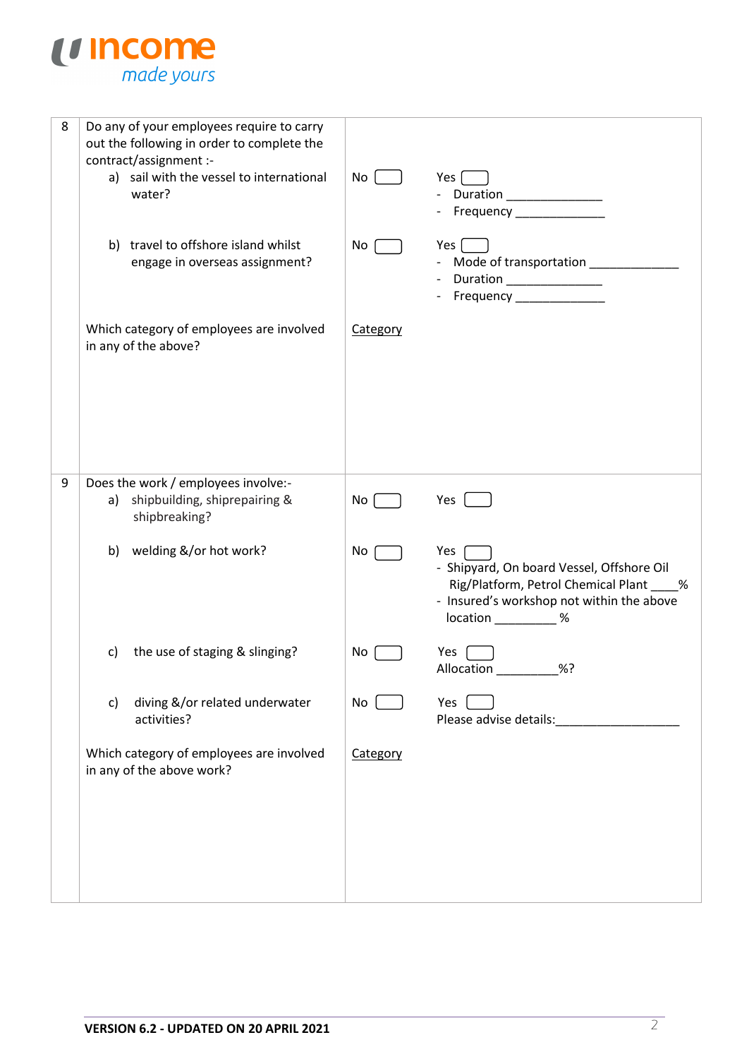| | | | |
|---|---|---|---|
| 8 | Do any of your employees require to carry out the following in order to complete the contract/assignment :-<br>a) sail with the vessel to international water? | No ☐ | Yes ☐<br>- Duration ______________<br>- Frequency ______________ |
| | b) travel to offshore island whilst engage in overseas assignment? | No ☐ | Yes ☐<br>- Mode of transportation ______________<br>- Duration ______________<br>- Frequency ______________ |
| | Which category of employees are involved in any of the above? | Category | |
| 9 | Does the work / employees involve:-<br>a) shipbuilding, shiprepairing & shipbreaking? | No ☐ | Yes ☐ |
| | b) welding &/or hot work? | No ☐ | Yes ☐<br>- Shipyard, On board Vessel, Offshore Oil Rig/Platform, Petrol Chemical Plant ____%<br>- Insured's workshop not within the above location _________ % |
| | c) the use of staging & slinging? | No ☐ | Yes ☐<br>Allocation _________%? |
| | c) diving &/or related underwater activities? | No ☐ | Yes ☐<br>Please advise details:__________________ |
| | Which category of employees are involved in any of the above work? | Category | |

**VERSION 6.2 - UPDATED ON 20 APRIL 2021**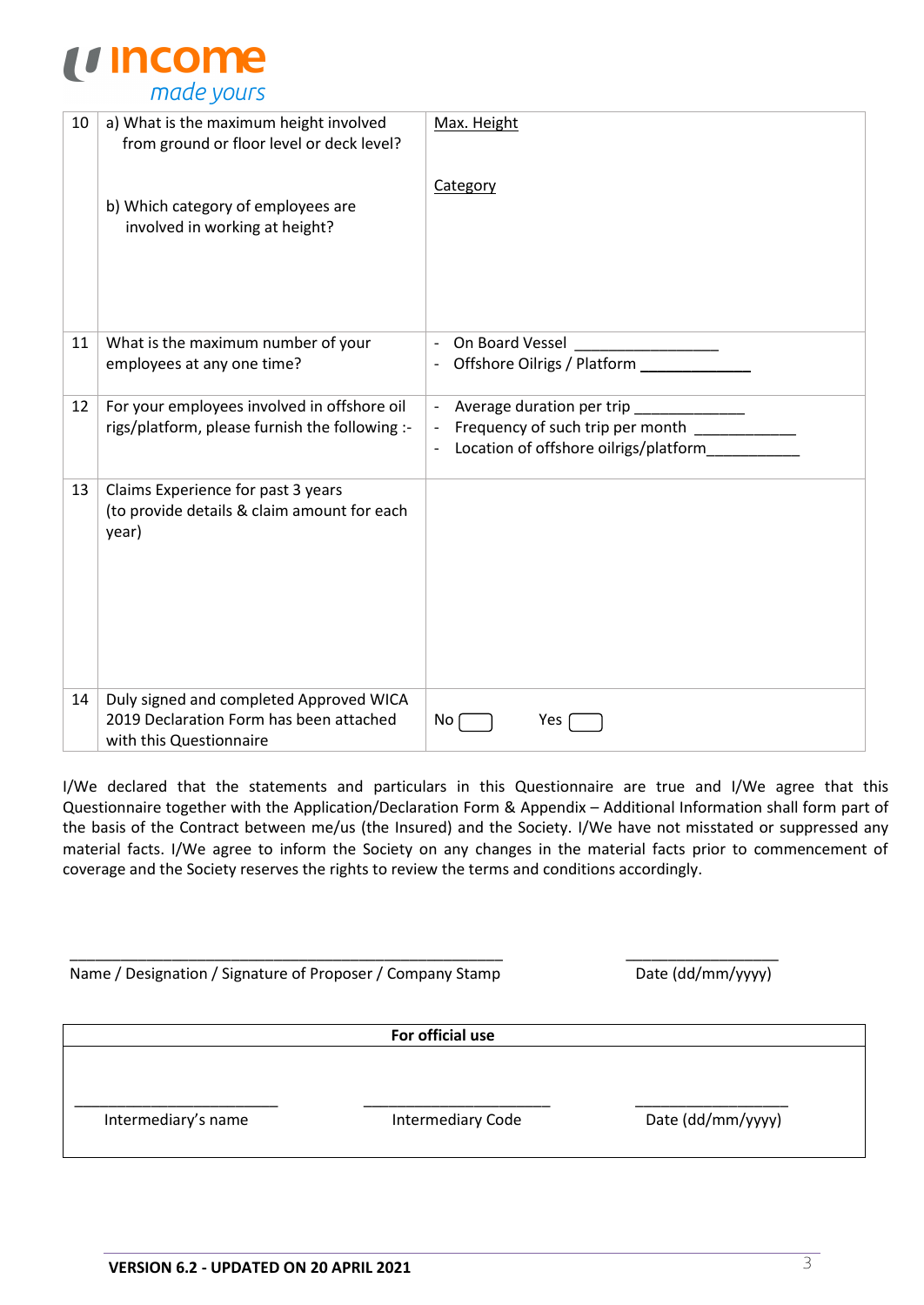| | | |
|---|---|---|
| 10 | a) What is the maximum height involved from ground or floor level or deck level?<br><br>b) Which category of employees are involved in working at height? | Max. Height<br><br>Category |
| 11 | What is the maximum number of your employees at any one time? | - On Board Vessel _______________<br>- Offshore Oilrigs / Platform ____________ |
| 12 | For your employees involved in offshore oil rigs/platform, please furnish the following :- | - Average duration per trip ____________<br>- Frequency of such trip per month ___________<br>- Location of offshore oilrigs/platform__________ |
| 13 | Claims Experience for past 3 years (to provide details & claim amount for each year) | |
| 14 | Duly signed and completed Approved WICA 2019 Declaration Form has been attached with this Questionnaire | No ☐ Yes ☐ |

I/We declared that the statements and particulars in this Questionnaire are true and I/We agree that this Questionnaire together with the Application/Declaration Form & Appendix – Additional Information shall form part of the basis of the Contract between me/us (the Insured) and the Society. I/We have not misstated or suppressed any material facts. I/We agree to inform the Society on any changes in the material facts prior to commencement of coverage and the Society reserves the rights to review the terms and conditions accordingly.

_____________________________________________________ ________________

Name / Designation / Signature of Proposer / Company Stamp Date (dd/mm/yyyy)

| For official use | | |
|---|---|---|
| ______________________<br>Intermediary's name | ______________________<br>Intermediary Code | ________________<br>Date (dd/mm/yyyy) |

**VERSION 6.2 - UPDATED ON 20 APRIL 2021**